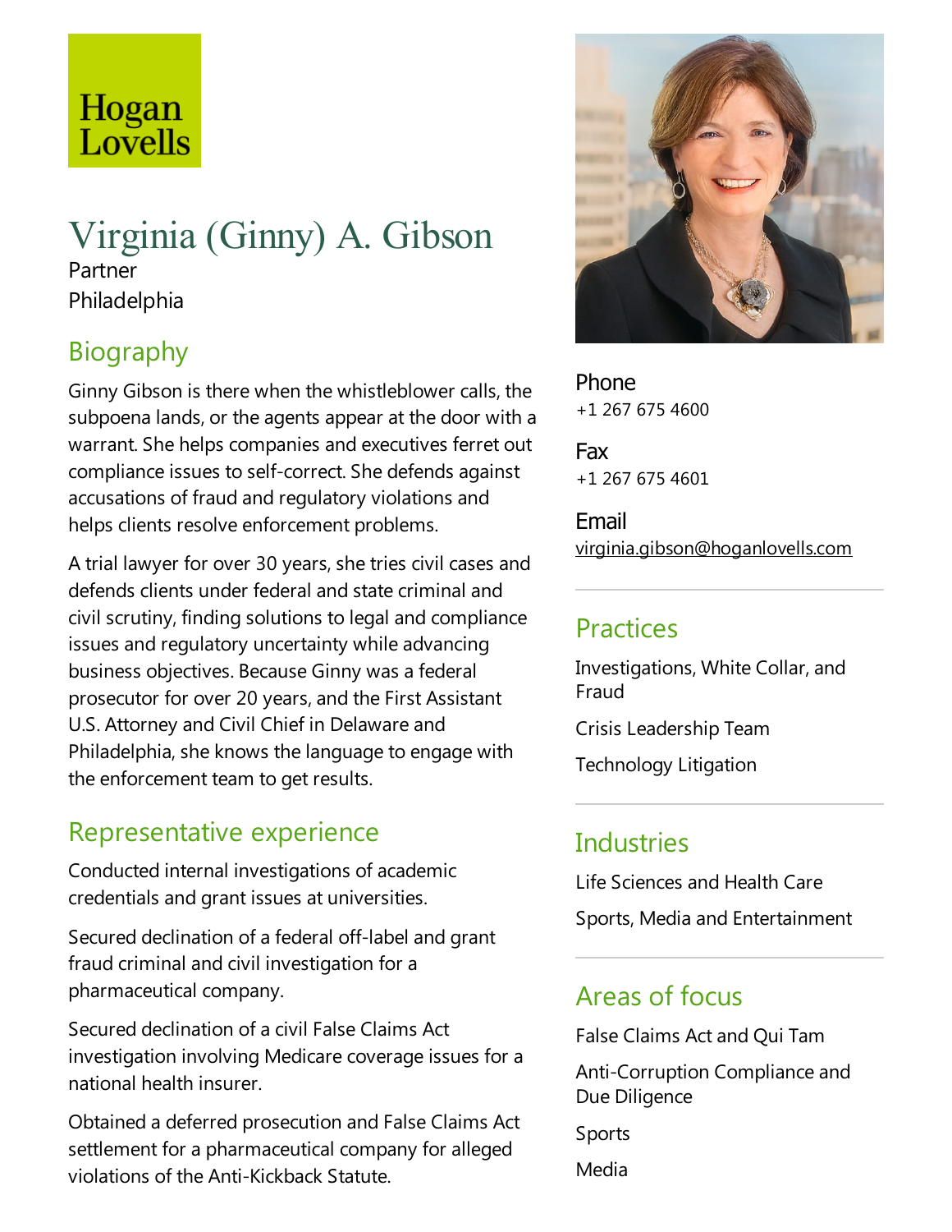Hogan Lovells

# Virginia (Ginny) A. Gibson

Partner

Philadelphia

## Biography

Ginny Gibson is there when the whistleblower calls, the subpoena lands, or the agents appear at the door with a warrant. She helps companies and executives ferret out compliance issues to self-correct. She defends against accusations of fraud and regulatory violations and helps clients resolve enforcement problems.

A trial lawyer for over 30 years, she tries civil cases and defends clients under federal and state criminal and civil scrutiny, finding solutions to legal and compliance issues and regulatory uncertainty while advancing business objectives. Because Ginny was a federal prosecutor for over 20 years, and the First Assistant U.S. Attorney and Civil Chief in Delaware and Philadelphia, she knows the language to engage with the enforcement team to get results.

## Representative experience

Conducted internal investigations of academic credentials and grant issues at universities.

Secured declination of a federal off-label and grant fraud criminal and civil investigation for a pharmaceutical company.

Secured declination of a civil False Claims Act investigation involving Medicare coverage issues for a national health insurer.

Obtained a deferred prosecution and False Claims Act settlement for a pharmaceutical company for alleged violations of the Anti-Kickback Statute.

**Phone**
+1 267 675 4600

**Fax**
+1 267 675 4601

**Email**
virginia.gibson@hoganlovells.com

## Practices

Investigations, White Collar, and Fraud

Crisis Leadership Team

Technology Litigation

## Industries

Life Sciences and Health Care

Sports, Media and Entertainment

## Areas of focus

False Claims Act and Qui Tam

Anti-Corruption Compliance and Due Diligence

Sports

Media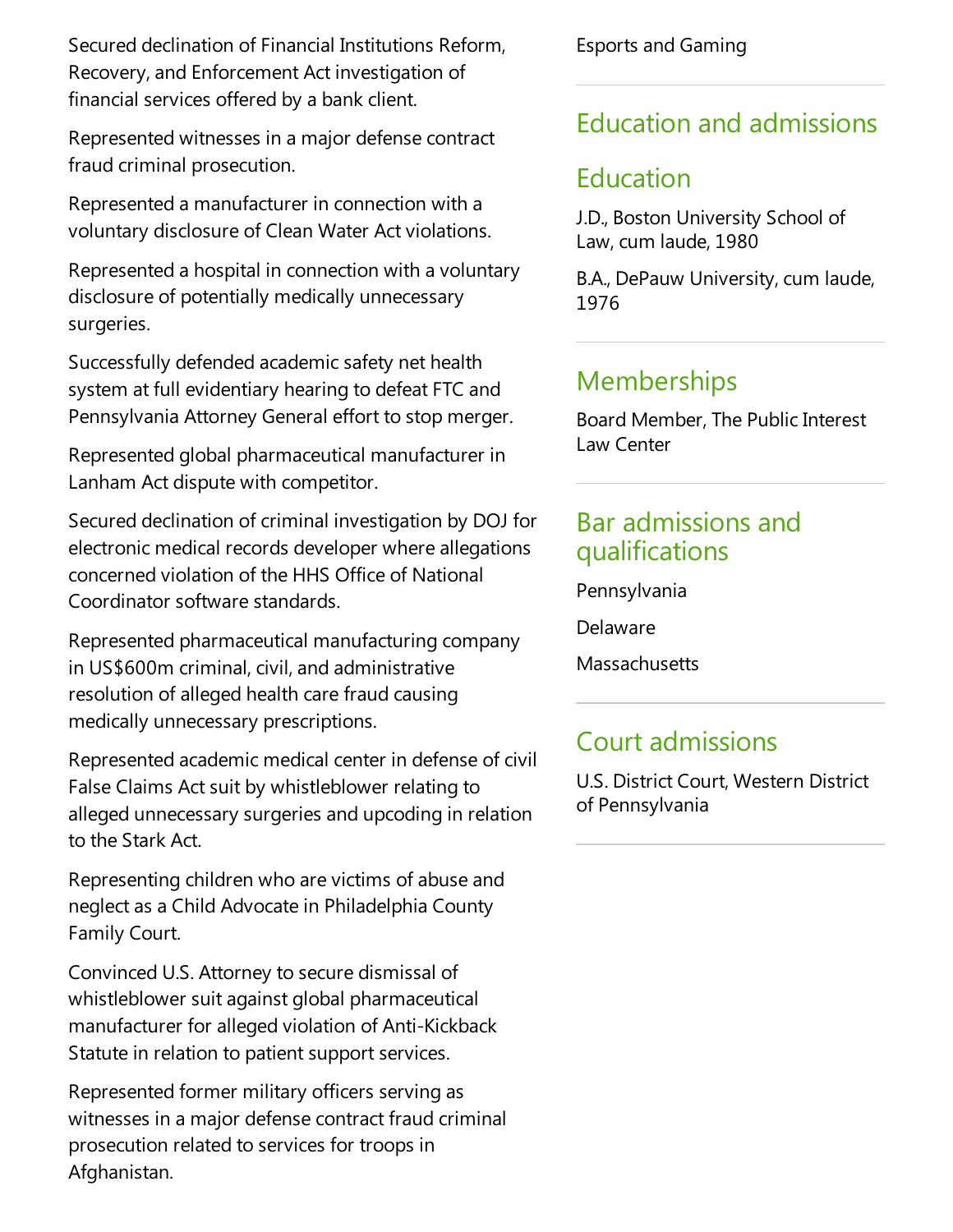Secured declination of Financial Institutions Reform, Recovery, and Enforcement Act investigation of financial services offered by a bank client.

Represented witnesses in a major defense contract fraud criminal prosecution.

Represented a manufacturer in connection with a voluntary disclosure of Clean Water Act violations.

Represented a hospital in connection with a voluntary disclosure of potentially medically unnecessary surgeries.

Successfully defended academic safety net health system at full evidentiary hearing to defeat FTC and Pennsylvania Attorney General effort to stop merger.

Represented global pharmaceutical manufacturer in Lanham Act dispute with competitor.

Secured declination of criminal investigation by DOJ for electronic medical records developer where allegations concerned violation of the HHS Office of National Coordinator software standards.

Represented pharmaceutical manufacturing company in US$600m criminal, civil, and administrative resolution of alleged health care fraud causing medically unnecessary prescriptions.

Represented academic medical center in defense of civil False Claims Act suit by whistleblower relating to alleged unnecessary surgeries and upcoding in relation to the Stark Act.

Representing children who are victims of abuse and neglect as a Child Advocate in Philadelphia County Family Court.

Convinced U.S. Attorney to secure dismissal of whistleblower suit against global pharmaceutical manufacturer for alleged violation of Anti-Kickback Statute in relation to patient support services.

Represented former military officers serving as witnesses in a major defense contract fraud criminal prosecution related to services for troops in Afghanistan.

Esports and Gaming

## Education and admissions

## Education

J.D., Boston University School of Law, cum laude, 1980

B.A., DePauw University, cum laude, 1976

## Memberships

Board Member, The Public Interest Law Center

## Bar admissions and qualifications

Pennsylvania

Delaware

Massachusetts

## Court admissions

U.S. District Court, Western District of Pennsylvania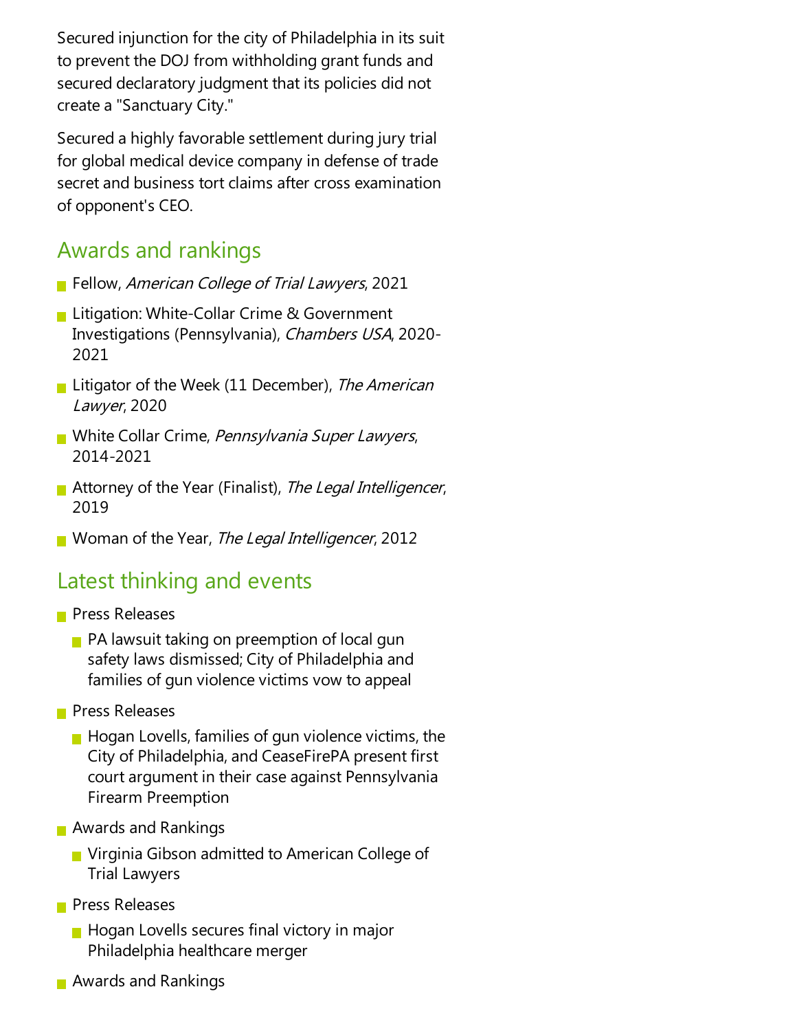Secured injunction for the city of Philadelphia in its suit to prevent the DOJ from withholding grant funds and secured declaratory judgment that its policies did not create a "Sanctuary City."

Secured a highly favorable settlement during jury trial for global medical device company in defense of trade secret and business tort claims after cross examination of opponent's CEO.

## Awards and rankings

- Fellow, *American College of Trial Lawyers*, 2021
- Litigation: White-Collar Crime & Government Investigations (Pennsylvania), *Chambers USA*, 2020-2021
- Litigator of the Week (11 December), *The American Lawyer*, 2020
- White Collar Crime, *Pennsylvania Super Lawyers*, 2014-2021
- Attorney of the Year (Finalist), *The Legal Intelligencer*, 2019
- Woman of the Year, *The Legal Intelligencer*, 2012

## Latest thinking and events

- Press Releases
  - PA lawsuit taking on preemption of local gun safety laws dismissed; City of Philadelphia and families of gun violence victims vow to appeal
- Press Releases
  - Hogan Lovells, families of gun violence victims, the City of Philadelphia, and CeaseFirePA present first court argument in their case against Pennsylvania Firearm Preemption
- Awards and Rankings
  - Virginia Gibson admitted to American College of Trial Lawyers
- Press Releases
  - Hogan Lovells secures final victory in major Philadelphia healthcare merger
- Awards and Rankings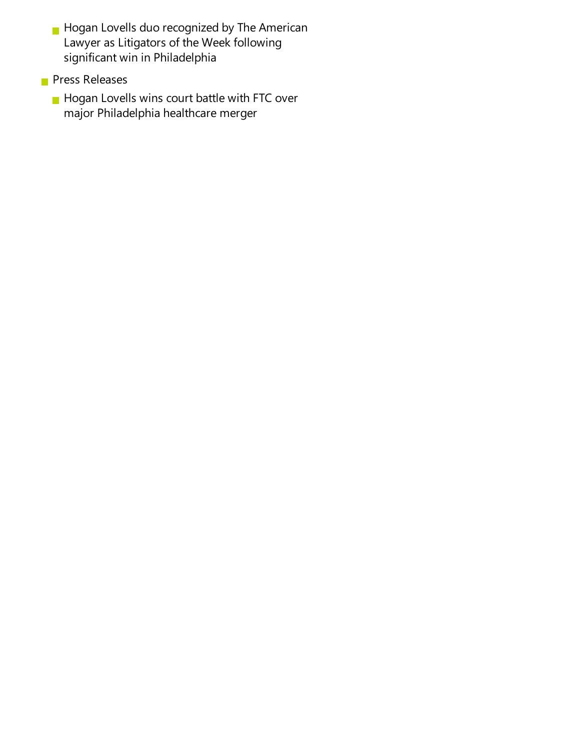- Hogan Lovells duo recognized by The American Lawyer as Litigators of the Week following significant win in Philadelphia
- Press Releases
  - Hogan Lovells wins court battle with FTC over major Philadelphia healthcare merger